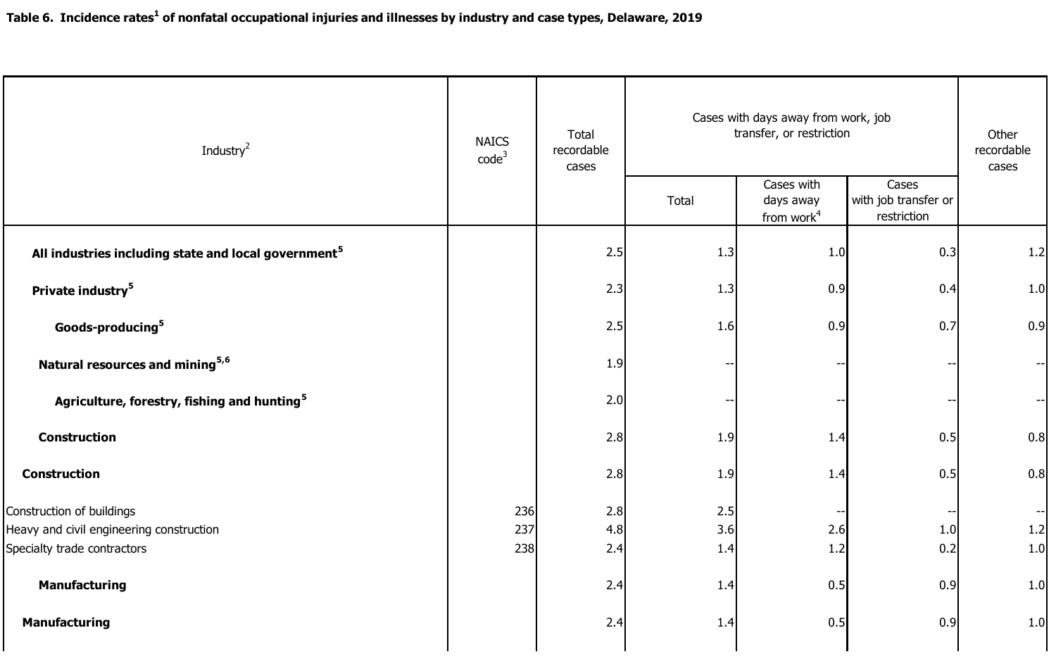**Table 6. Incidence rates[1] of nonfatal occupational injuries and illnesses by industry and case types, Delaware, 2019**

| Industry[2] | NAICS code[3] | Total recordable cases | Cases with days away from work, job transfer, or restriction | | | Other recordable cases |
|---|---|---|---|---|---|---|
| | | | Total | Cases with days away from work[4] | Cases with job transfer or restriction | |
| **All industries including state and local government[5]** | | 2.5 | 1.3 | 1.0 | 0.3 | 1.2 |
| **Private industry[5]** | | 2.3 | 1.3 | 0.9 | 0.4 | 1.0 |
| **Goods-producing[5]** | | 2.5 | 1.6 | 0.9 | 0.7 | 0.9 |
| **Natural resources and mining[5,6]** | | 1.9 | -- | -- | -- | -- |
| **Agriculture, forestry, fishing and hunting[5]** | | 2.0 | -- | -- | -- | -- |
| **Construction** | | 2.8 | 1.9 | 1.4 | 0.5 | 0.8 |
| **Construction** | | 2.8 | 1.9 | 1.4 | 0.5 | 0.8 |
| Construction of buildings | 236 | 2.8 | 2.5 | -- | -- | -- |
| Heavy and civil engineering construction | 237 | 4.8 | 3.6 | 2.6 | 1.0 | 1.2 |
| Specialty trade contractors | 238 | 2.4 | 1.4 | 1.2 | 0.2 | 1.0 |
| **Manufacturing** | | 2.4 | 1.4 | 0.5 | 0.9 | 1.0 |
| **Manufacturing** | | 2.4 | 1.4 | 0.5 | 0.9 | 1.0 |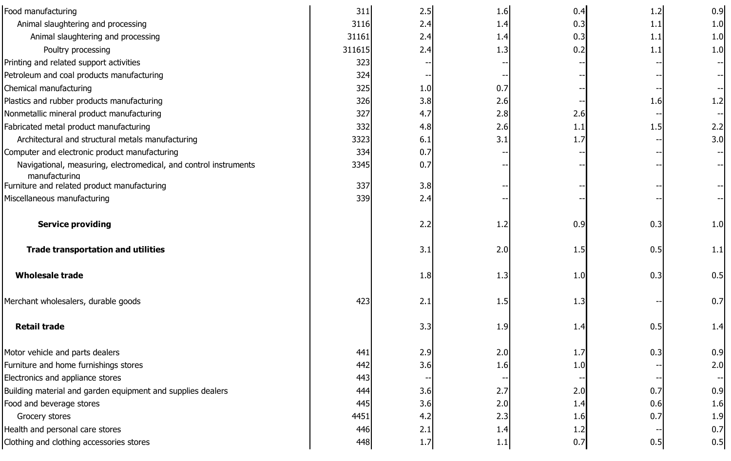| | | | | | | |
|---|---|---|---|---|---|---|
| Food manufacturing | 311 | 2.5 | 1.6 | 0.4 | 1.2 | 0.9 |
| Animal slaughtering and processing | 3116 | 2.4 | 1.4 | 0.3 | 1.1 | 1.0 |
| Animal slaughtering and processing | 31161 | 2.4 | 1.4 | 0.3 | 1.1 | 1.0 |
| Poultry processing | 311615 | 2.4 | 1.3 | 0.2 | 1.1 | 1.0 |
| Printing and related support activities | 323 | -- | -- | -- | -- | -- |
| Petroleum and coal products manufacturing | 324 | -- | -- | -- | -- | -- |
| Chemical manufacturing | 325 | 1.0 | 0.7 | -- | -- | -- |
| Plastics and rubber products manufacturing | 326 | 3.8 | 2.6 | -- | 1.6 | 1.2 |
| Nonmetallic mineral product manufacturing | 327 | 4.7 | 2.8 | 2.6 | -- | -- |
| Fabricated metal product manufacturing | 332 | 4.8 | 2.6 | 1.1 | 1.5 | 2.2 |
| Architectural and structural metals manufacturing | 3323 | 6.1 | 3.1 | 1.7 | -- | 3.0 |
| Computer and electronic product manufacturing | 334 | 0.7 | -- | -- | -- | -- |
| Navigational, measuring, electromedical, and control instruments manufacturing | 3345 | 0.7 | -- | -- | -- | -- |
| Furniture and related product manufacturing | 337 | 3.8 | -- | -- | -- | -- |
| Miscellaneous manufacturing | 339 | 2.4 | -- | -- | -- | -- |
| **Service providing** | | 2.2 | 1.2 | 0.9 | 0.3 | 1.0 |
| **Trade transportation and utilities** | | 3.1 | 2.0 | 1.5 | 0.5 | 1.1 |
| **Wholesale trade** | | 1.8 | 1.3 | 1.0 | 0.3 | 0.5 |
| Merchant wholesalers, durable goods | 423 | 2.1 | 1.5 | 1.3 | -- | 0.7 |
| **Retail trade** | | 3.3 | 1.9 | 1.4 | 0.5 | 1.4 |
| Motor vehicle and parts dealers | 441 | 2.9 | 2.0 | 1.7 | 0.3 | 0.9 |
| Furniture and home furnishings stores | 442 | 3.6 | 1.6 | 1.0 | -- | 2.0 |
| Electronics and appliance stores | 443 | -- | -- | -- | -- | -- |
| Building material and garden equipment and supplies dealers | 444 | 3.6 | 2.7 | 2.0 | 0.7 | 0.9 |
| Food and beverage stores | 445 | 3.6 | 2.0 | 1.4 | 0.6 | 1.6 |
| Grocery stores | 4451 | 4.2 | 2.3 | 1.6 | 0.7 | 1.9 |
| Health and personal care stores | 446 | 2.1 | 1.4 | 1.2 | -- | 0.7 |
| Clothing and clothing accessories stores | 448 | 1.7 | 1.1 | 0.7 | 0.5 | 0.5 |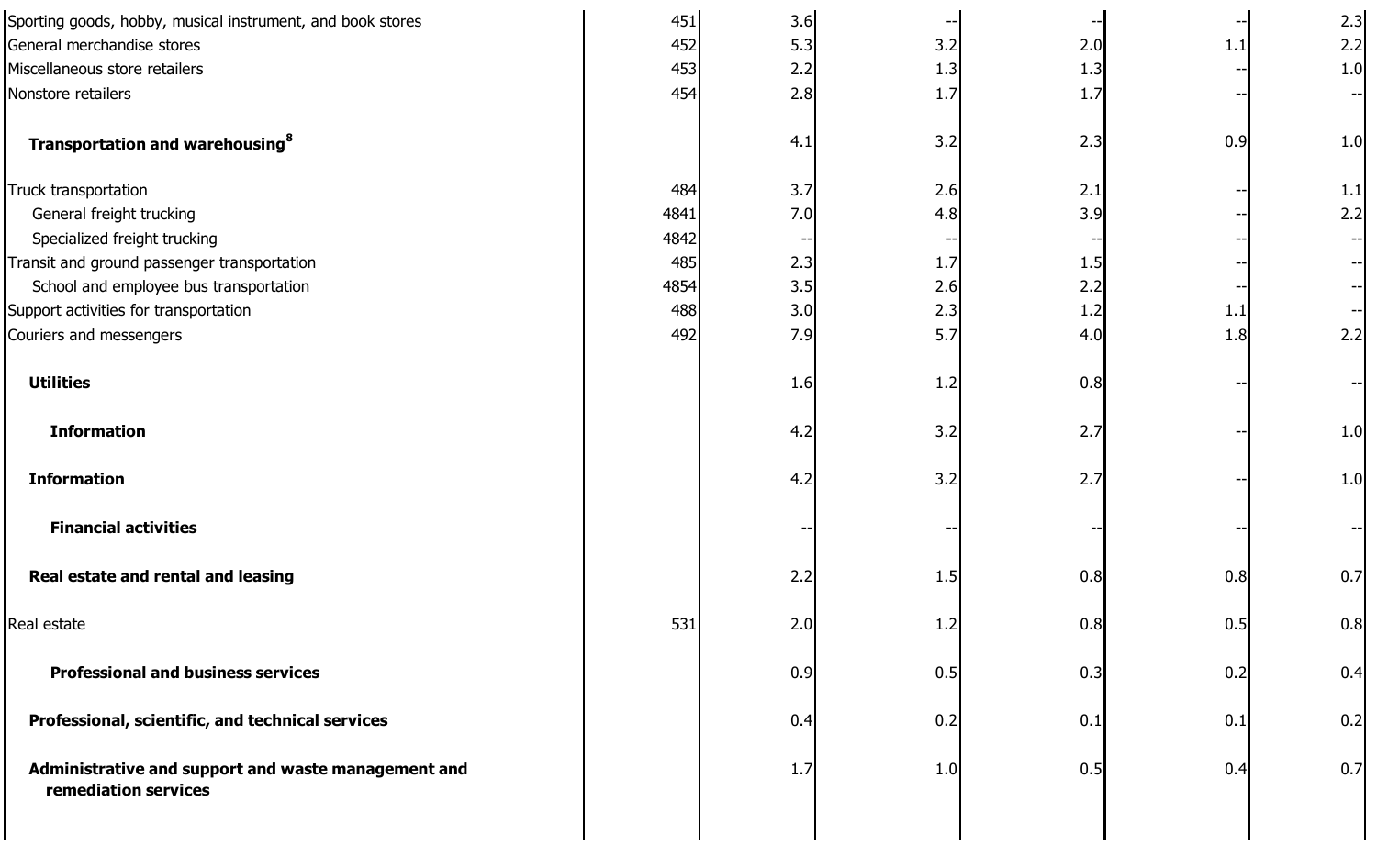| | | | | | | |
|---|---|---|---|---|---|---|
| Sporting goods, hobby, musical instrument, and book stores | 451 | 3.6 | -- | -- | -- | 2.3 |
| General merchandise stores | 452 | 5.3 | 3.2 | 2.0 | 1.1 | 2.2 |
| Miscellaneous store retailers | 453 | 2.2 | 1.3 | 1.3 | -- | 1.0 |
| Nonstore retailers | 454 | 2.8 | 1.7 | 1.7 | -- | -- |
| **Transportation and warehousing**[8] | | 4.1 | 3.2 | 2.3 | 0.9 | 1.0 |
| Truck transportation | 484 | 3.7 | 2.6 | 2.1 | -- | 1.1 |
| General freight trucking | 4841 | 7.0 | 4.8 | 3.9 | -- | 2.2 |
| Specialized freight trucking | 4842 | -- | -- | -- | -- | -- |
| Transit and ground passenger transportation | 485 | 2.3 | 1.7 | 1.5 | -- | -- |
| School and employee bus transportation | 4854 | 3.5 | 2.6 | 2.2 | -- | -- |
| Support activities for transportation | 488 | 3.0 | 2.3 | 1.2 | 1.1 | -- |
| Couriers and messengers | 492 | 7.9 | 5.7 | 4.0 | 1.8 | 2.2 |
| **Utilities** | | 1.6 | 1.2 | 0.8 | -- | -- |
| **Information** | | 4.2 | 3.2 | 2.7 | -- | 1.0 |
| **Information** | | 4.2 | 3.2 | 2.7 | -- | 1.0 |
| **Financial activities** | | -- | -- | -- | -- | -- |
| **Real estate and rental and leasing** | | 2.2 | 1.5 | 0.8 | 0.8 | 0.7 |
| Real estate | 531 | 2.0 | 1.2 | 0.8 | 0.5 | 0.8 |
| **Professional and business services** | | 0.9 | 0.5 | 0.3 | 0.2 | 0.4 |
| **Professional, scientific, and technical services** | | 0.4 | 0.2 | 0.1 | 0.1 | 0.2 |
| **Administrative and support and waste management and remediation services** | | 1.7 | 1.0 | 0.5 | 0.4 | 0.7 |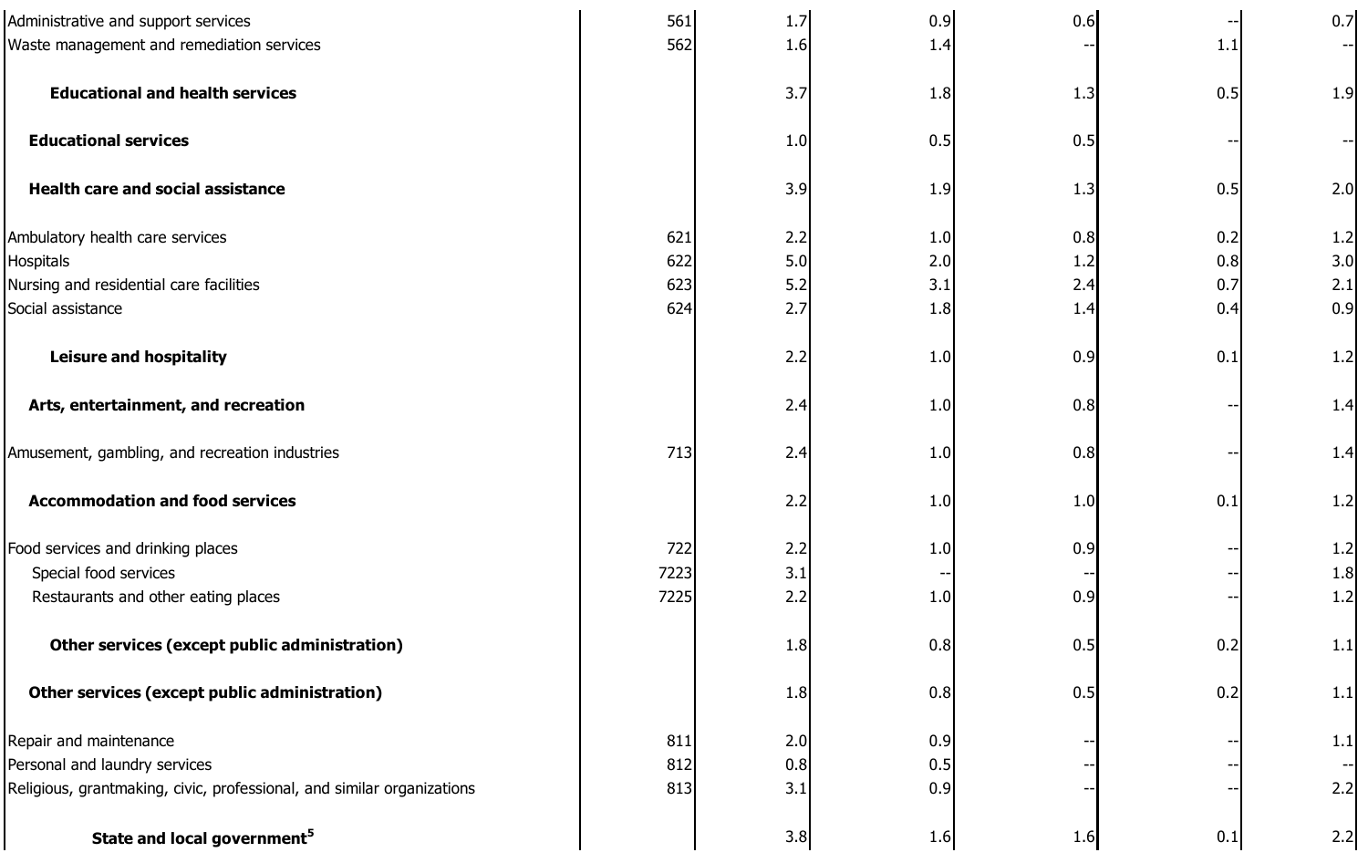| | | | | | | |
|---|---|---|---|---|---|---|
| Administrative and support services | 561 | 1.7 | 0.9 | 0.6 | -- | 0.7 |
| Waste management and remediation services | 562 | 1.6 | 1.4 | -- | 1.1 | -- |
| **Educational and health services** | | 3.7 | 1.8 | 1.3 | 0.5 | 1.9 |
| **Educational services** | | 1.0 | 0.5 | 0.5 | -- | -- |
| **Health care and social assistance** | | 3.9 | 1.9 | 1.3 | 0.5 | 2.0 |
| Ambulatory health care services | 621 | 2.2 | 1.0 | 0.8 | 0.2 | 1.2 |
| Hospitals | 622 | 5.0 | 2.0 | 1.2 | 0.8 | 3.0 |
| Nursing and residential care facilities | 623 | 5.2 | 3.1 | 2.4 | 0.7 | 2.1 |
| Social assistance | 624 | 2.7 | 1.8 | 1.4 | 0.4 | 0.9 |
| **Leisure and hospitality** | | 2.2 | 1.0 | 0.9 | 0.1 | 1.2 |
| **Arts, entertainment, and recreation** | | 2.4 | 1.0 | 0.8 | -- | 1.4 |
| Amusement, gambling, and recreation industries | 713 | 2.4 | 1.0 | 0.8 | -- | 1.4 |
| **Accommodation and food services** | | 2.2 | 1.0 | 1.0 | 0.1 | 1.2 |
| Food services and drinking places | 722 | 2.2 | 1.0 | 0.9 | -- | 1.2 |
| Special food services | 7223 | 3.1 | -- | -- | -- | 1.8 |
| Restaurants and other eating places | 7225 | 2.2 | 1.0 | 0.9 | -- | 1.2 |
| **Other services (except public administration)** | | 1.8 | 0.8 | 0.5 | 0.2 | 1.1 |
| **Other services (except public administration)** | | 1.8 | 0.8 | 0.5 | 0.2 | 1.1 |
| Repair and maintenance | 811 | 2.0 | 0.9 | -- | -- | 1.1 |
| Personal and laundry services | 812 | 0.8 | 0.5 | -- | -- | -- |
| Religious, grantmaking, civic, professional, and similar organizations | 813 | 3.1 | 0.9 | -- | -- | 2.2 |
| **State and local government[5]** | | 3.8 | 1.6 | 1.6 | 0.1 | 2.2 |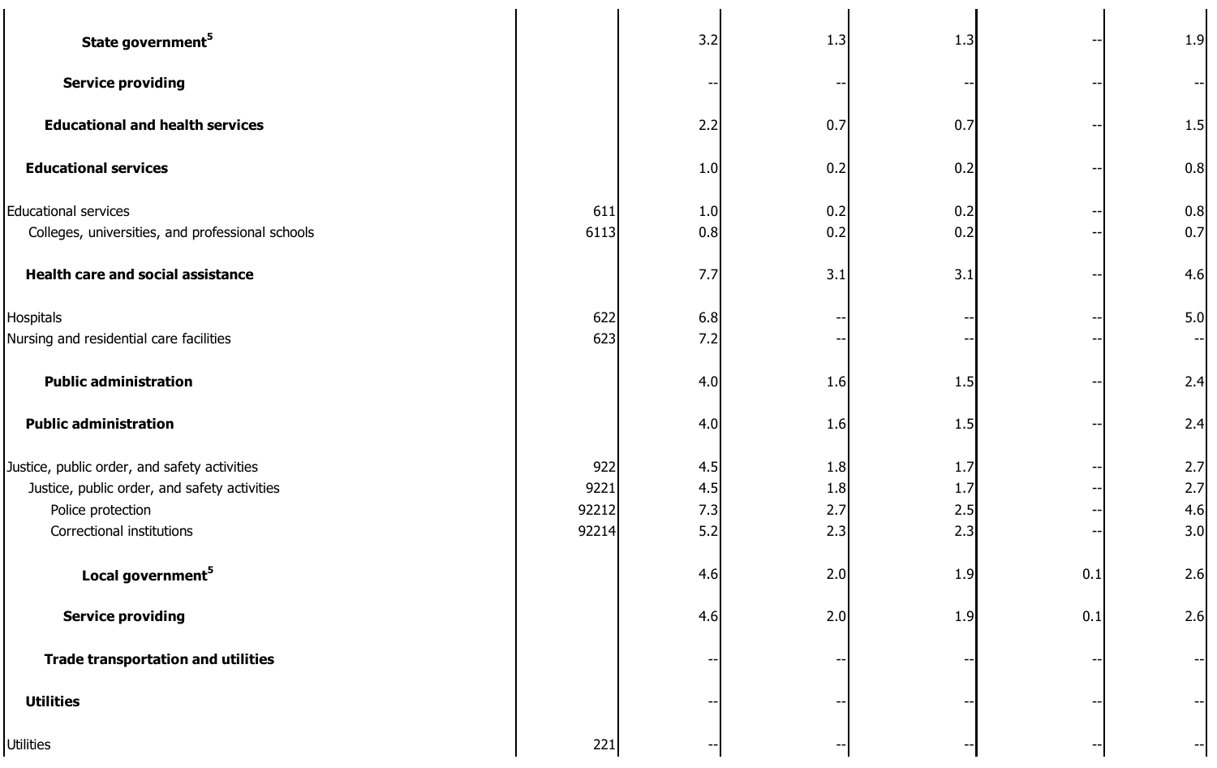| | | | | | | |
|---|---|---|---|---|---|---|
| **State government**[5] | | 3.2 | 1.3 | 1.3 | -- | 1.9 |
| **Service providing** | | -- | -- | -- | -- | -- |
| **Educational and health services** | | 2.2 | 0.7 | 0.7 | -- | 1.5 |
| **Educational services** | | 1.0 | 0.2 | 0.2 | -- | 0.8 |
| Educational services | 611 | 1.0 | 0.2 | 0.2 | -- | 0.8 |
| Colleges, universities, and professional schools | 6113 | 0.8 | 0.2 | 0.2 | -- | 0.7 |
| **Health care and social assistance** | | 7.7 | 3.1 | 3.1 | -- | 4.6 |
| Hospitals | 622 | 6.8 | -- | -- | -- | 5.0 |
| Nursing and residential care facilities | 623 | 7.2 | -- | -- | -- | -- |
| **Public administration** | | 4.0 | 1.6 | 1.5 | -- | 2.4 |
| **Public administration** | | 4.0 | 1.6 | 1.5 | -- | 2.4 |
| Justice, public order, and safety activities | 922 | 4.5 | 1.8 | 1.7 | -- | 2.7 |
| Justice, public order, and safety activities | 9221 | 4.5 | 1.8 | 1.7 | -- | 2.7 |
| Police protection | 92212 | 7.3 | 2.7 | 2.5 | -- | 4.6 |
| Correctional institutions | 92214 | 5.2 | 2.3 | 2.3 | -- | 3.0 |
| **Local government**[5] | | 4.6 | 2.0 | 1.9 | 0.1 | 2.6 |
| **Service providing** | | 4.6 | 2.0 | 1.9 | 0.1 | 2.6 |
| **Trade transportation and utilities** | | -- | -- | -- | -- | -- |
| **Utilities** | | -- | -- | -- | -- | -- |
| Utilities | 221 | -- | -- | -- | -- | -- |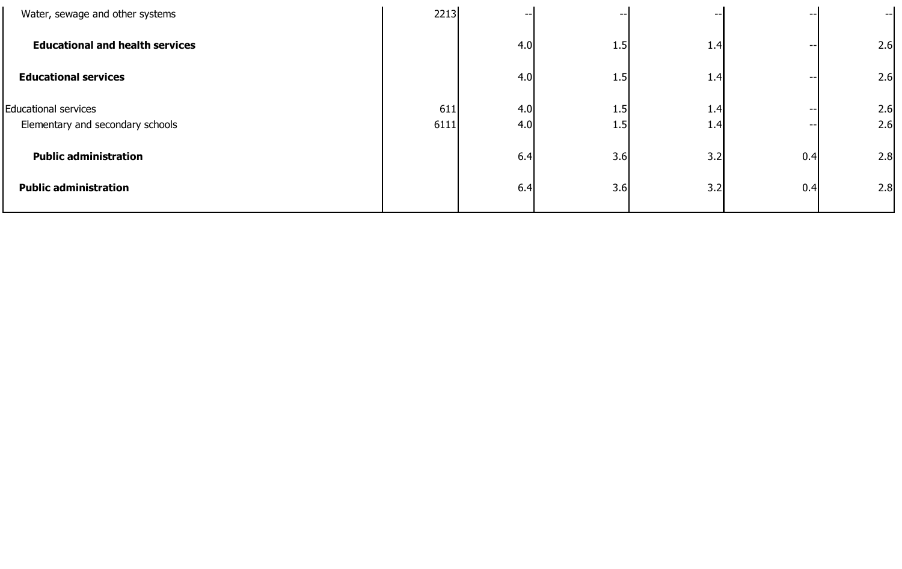| | | | | | | |
|---|---|---|---|---|---|---|
| Water, sewage and other systems | 2213 | -- | -- | -- | -- | -- |
| **Educational and health services** | | 4.0 | 1.5 | 1.4 | -- | 2.6 |
| **Educational services** | | 4.0 | 1.5 | 1.4 | -- | 2.6 |
| Educational services | 611 | 4.0 | 1.5 | 1.4 | -- | 2.6 |
| Elementary and secondary schools | 6111 | 4.0 | 1.5 | 1.4 | -- | 2.6 |
| **Public administration** | | 6.4 | 3.6 | 3.2 | 0.4 | 2.8 |
| **Public administration** | | 6.4 | 3.6 | 3.2 | 0.4 | 2.8 |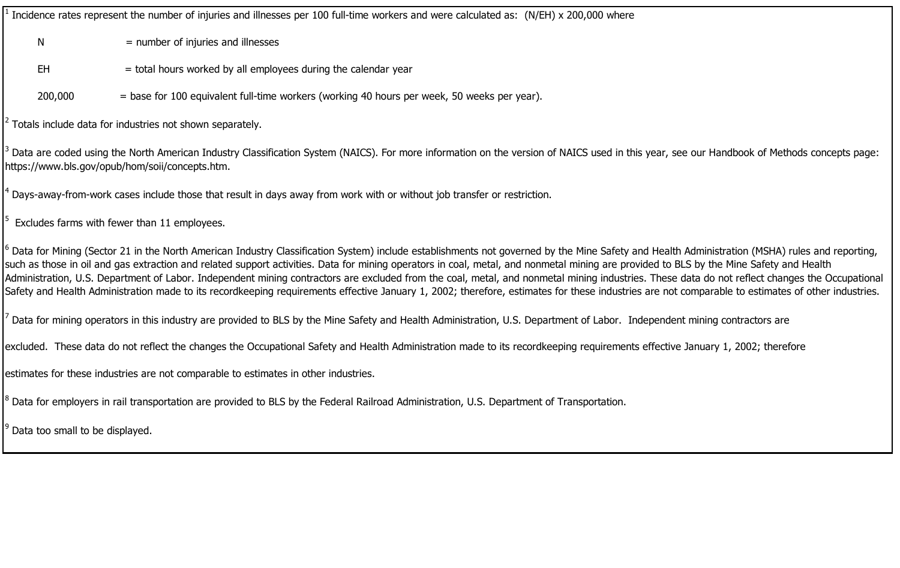[1] Incidence rates represent the number of injuries and illnesses per 100 full-time workers and were calculated as: (N/EH) x 200,000 where

N = number of injuries and illnesses

EH = total hours worked by all employees during the calendar year

200,000 = base for 100 equivalent full-time workers (working 40 hours per week, 50 weeks per year).

[2] Totals include data for industries not shown separately.

[3] Data are coded using the North American Industry Classification System (NAICS). For more information on the version of NAICS used in this year, see our Handbook of Methods concepts page: https://www.bls.gov/opub/hom/soii/concepts.htm.

[4] Days-away-from-work cases include those that result in days away from work with or without job transfer or restriction.

[5] Excludes farms with fewer than 11 employees.

[6] Data for Mining (Sector 21 in the North American Industry Classification System) include establishments not governed by the Mine Safety and Health Administration (MSHA) rules and reporting, such as those in oil and gas extraction and related support activities. Data for mining operators in coal, metal, and nonmetal mining are provided to BLS by the Mine Safety and Health Administration, U.S. Department of Labor. Independent mining contractors are excluded from the coal, metal, and nonmetal mining industries. These data do not reflect changes the Occupational Safety and Health Administration made to its recordkeeping requirements effective January 1, 2002; therefore, estimates for these industries are not comparable to estimates of other industries.

[7] Data for mining operators in this industry are provided to BLS by the Mine Safety and Health Administration, U.S. Department of Labor. Independent mining contractors are excluded. These data do not reflect the changes the Occupational Safety and Health Administration made to its recordkeeping requirements effective January 1, 2002; therefore estimates for these industries are not comparable to estimates in other industries.

[8] Data for employers in rail transportation are provided to BLS by the Federal Railroad Administration, U.S. Department of Transportation.

[9] Data too small to be displayed.